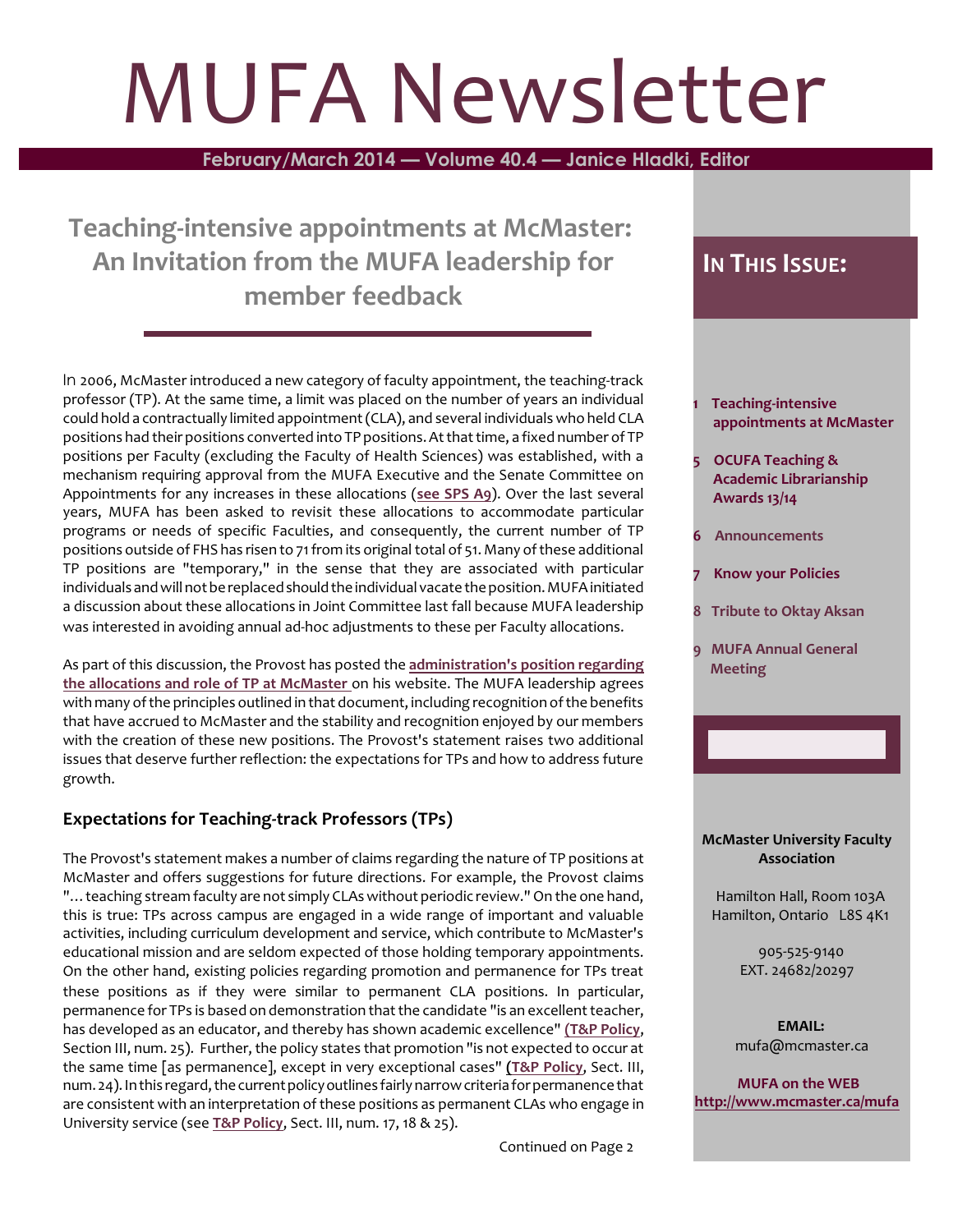# MUFA Newsletter

**February/March 2014 — Volume 40.4 — Janice Hladki, Editor**

## Teaching-intensive appointments at McMaster: An Invitation from the MUFA leadership for member feedback

In 2006, McMaster introduced a new category of faculty appointment, the teaching-track professor (TP). At the same time, a limit was placed on the number of years an individual could hold a contractually limited appointment (CLA), and several individuals who held CLA positions had their positions converted into TP positions. At that time, a fixed number of TP positions per Faculty (excluding the Faculty of Health Sciences) was established, with a mechanism requiring approval from the MUFA Executive and the Senate Committee on Appointments for any increases in these allocations (**see SPS A9**). Over the last several years, MUFA has been asked to revisit these allocations to accommodate particular programs or needs of specific Faculties, and consequently, the current number of TP positions outside of FHS has risen to 71 from its original total of 51. Many of these additional TP positions are "temporary," in the sense that they are associated with particular individuals and will not be replaced should the individual vacate the position. MUFA initiated a discussion about these allocations in Joint Committee last fall because MUFA leadership was interested in avoiding annual ad-hoc adjustments to these per Faculty allocations.

As part of this discussion, the Provost has posted the **administration's position regarding the allocations and role of TP at McMaster** on his website. The MUFA leadership agrees with many of the principles outlined in that document, including recognition of the benefits that have accrued to McMaster and the stability and recognition enjoyed by our members with the creation of these new positions. The Provost's statement raises two additional issues that deserve further reflection: the expectations for TPs and how to address future growth.

### Expectations for Teaching-track Professors (TPs)

The Provost's statement makes a number of claims regarding the nature of TP positions at McMaster and offers suggestions for future directions. For example, the Provost claims "… teaching stream faculty are not simply CLAs without periodic review." On the one hand, this is true: TPs across campus are engaged in a wide range of important and valuable activities, including curriculum development and service, which contribute to McMaster's educational mission and are seldom expected of those holding temporary appointments. On the other hand, existing policies regarding promotion and permanence for TPs treat these positions as if they were similar to permanent CLA positions. In particular, permanence for TPs is based on demonstration that the candidate "is an excellent teacher, has developed as an educator, and thereby has shown academic excellence" (**T&P Policy**, Section III, num. 25). Further, the policy states that promotion "is not expected to occur at the same time [as permanence], except in very exceptional cases" (**T&P Policy**, Sect. III, num. 24). In this regard, the current policy outlines fairly narrow criteria for permanence that are consistent with an interpretation of these positions as permanent CLAs who engage in University service (see **T&P Policy**, Sect. III, num. 17, 18 & 25).

Continued on Page 2

---

**IN THIS ISSUE:**

1 Teaching-intensive appointments at McMaster

5 OCUFA Teaching & Academic Librarianship Awards 13/14

6 Announcements

7 Know your Policies

8 Tribute to Oktay Aksan

9 MUFA Annual General Meeting

**McMaster University Faculty Association**

Hamilton Hall, Room 103A
Hamilton, Ontario L8S 4K1

905-525-9140
EXT. 24682/20297

**EMAIL:**
mufa@mcmaster.ca

**MUFA on the WEB**
**http://www.mcmaster.ca/mufa**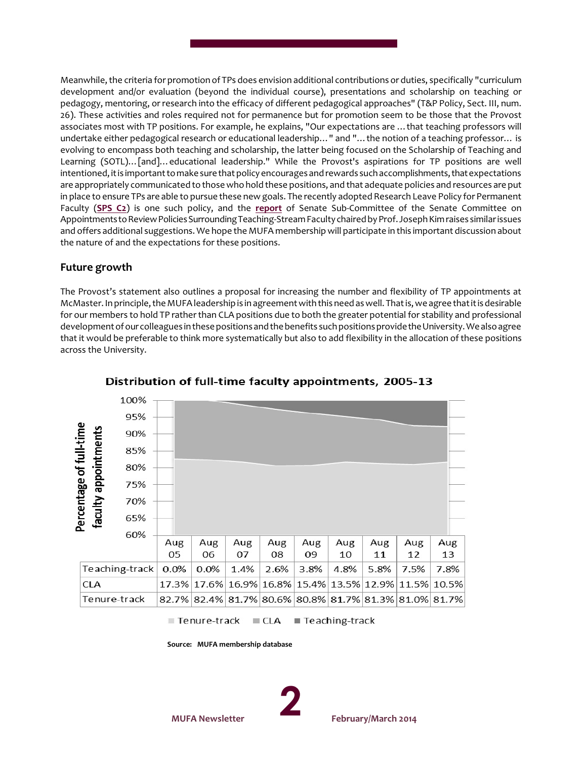Meanwhile, the criteria for promotion of TPs does envision additional contributions or duties, specifically "curriculum development and/or evaluation (beyond the individual course), presentations and scholarship on teaching or pedagogy, mentoring, or research into the efficacy of different pedagogical approaches" (T&P Policy, Sect. III, num. 26). These activities and roles required not for permanence but for promotion seem to be those that the Provost associates most with TP positions. For example, he explains, "Our expectations are ... that teaching professors will undertake either pedagogical research or educational leadership... " and "... the notion of a teaching professor... is evolving to encompass both teaching and scholarship, the latter being focused on the Scholarship of Teaching and Learning (SOTL)... [and]... educational leadership." While the Provost's aspirations for TP positions are well intentioned, it is important to make sure that policy encourages and rewards such accomplishments, that expectations are appropriately communicated to those who hold these positions, and that adequate policies and resources are put in place to ensure TPs are able to pursue these new goals. The recently adopted Research Leave Policy for Permanent Faculty (**SPS C2**) is one such policy, and the **report** of Senate Sub-Committee of the Senate Committee on Appointments to Review Policies Surrounding Teaching-Stream Faculty chaired by Prof. Joseph Kim raises similar issues and offers additional suggestions. We hope the MUFA membership will participate in this important discussion about the nature of and the expectations for these positions.

## Future growth

The Provost's statement also outlines a proposal for increasing the number and flexibility of TP appointments at McMaster. In principle, the MUFA leadership is in agreement with this need as well. That is, we agree that it is desirable for our members to hold TP rather than CLA positions due to both the greater potential for stability and professional development of our colleagues in these positions and the benefits such positions provide the University. We also agree that it would be preferable to think more systematically but also to add flexibility in the allocation of these positions across the University.

**Distribution of full-time faculty appointments, 2005-13**

| | Aug 05 | Aug 06 | Aug 07 | Aug 08 | Aug 09 | Aug 10 | Aug 11 | Aug 12 | Aug 13 |
|---|---|---|---|---|---|---|---|---|---|
| Teaching-track | 0.0% | 0.0% | 1.4% | 2.6% | 3.8% | 4.8% | 5.8% | 7.5% | 7.8% |
| CLA | 17.3% | 17.6% | 16.9% | 16.8% | 15.4% | 13.5% | 12.9% | 11.5% | 10.5% |
| Tenure-track | 82.7% | 82.4% | 81.7% | 80.6% | 80.8% | 81.7% | 81.3% | 81.0% | 81.7% |

Source: MUFA membership database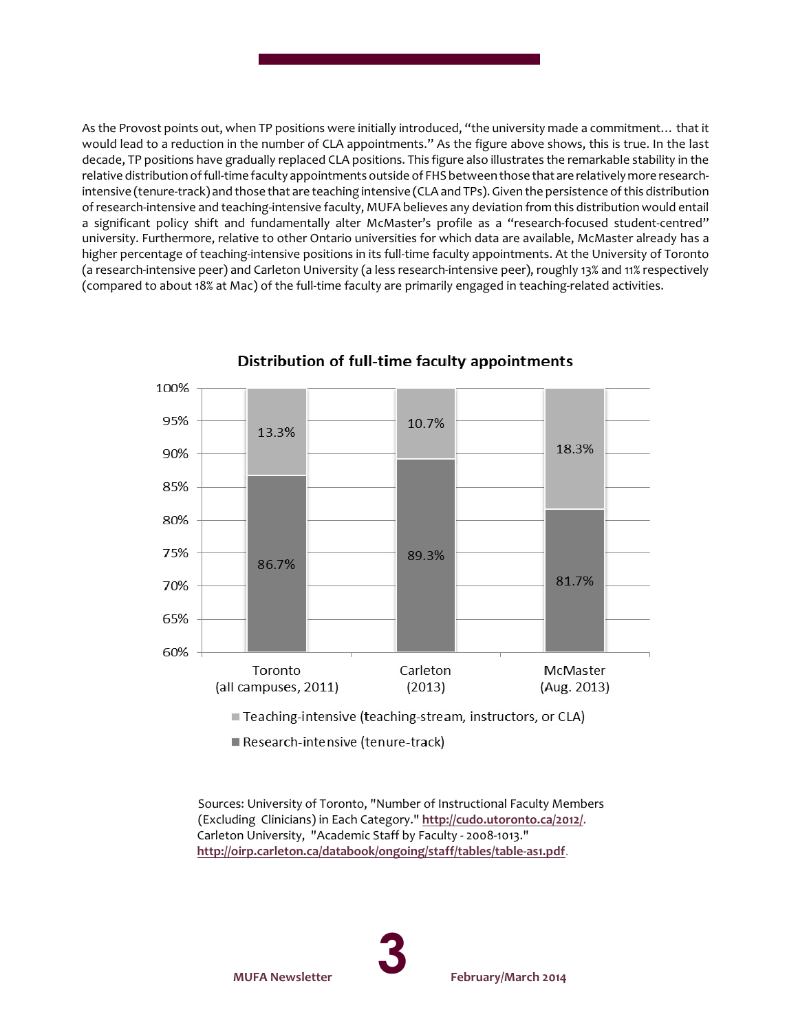As the Provost points out, when TP positions were initially introduced, "the university made a commitment… that it would lead to a reduction in the number of CLA appointments." As the figure above shows, this is true. In the last decade, TP positions have gradually replaced CLA positions. This figure also illustrates the remarkable stability in the relative distribution of full-time faculty appointments outside of FHS between those that are relatively more research-intensive (tenure-track) and those that are teaching intensive (CLA and TPs). Given the persistence of this distribution of research-intensive and teaching-intensive faculty, MUFA believes any deviation from this distribution would entail a significant policy shift and fundamentally alter McMaster's profile as a "research-focused student-centred" university. Furthermore, relative to other Ontario universities for which data are available, McMaster already has a higher percentage of teaching-intensive positions in its full-time faculty appointments. At the University of Toronto (a research-intensive peer) and Carleton University (a less research-intensive peer), roughly 13% and 11% respectively (compared to about 18% at Mac) of the full-time faculty are primarily engaged in teaching-related activities.

**Distribution of full-time faculty appointments**

| | Toronto (all campuses, 2011) | Carleton (2013) | McMaster (Aug. 2013) |
|---|---|---|---|
| Teaching-intensive (teaching-stream, instructors, or CLA) | 13.3% | 10.7% | 18.3% |
| Research-intensive (tenure-track) | 86.7% | 89.3% | 81.7% |

Sources: University of Toronto, "Number of Instructional Faculty Members (Excluding Clinicians) in Each Category." http://cudo.utoronto.ca/2012/. Carleton University, "Academic Staff by Faculty - 2008-1013." http://oirp.carleton.ca/databook/ongoing/staff/tables/table-as1.pdf.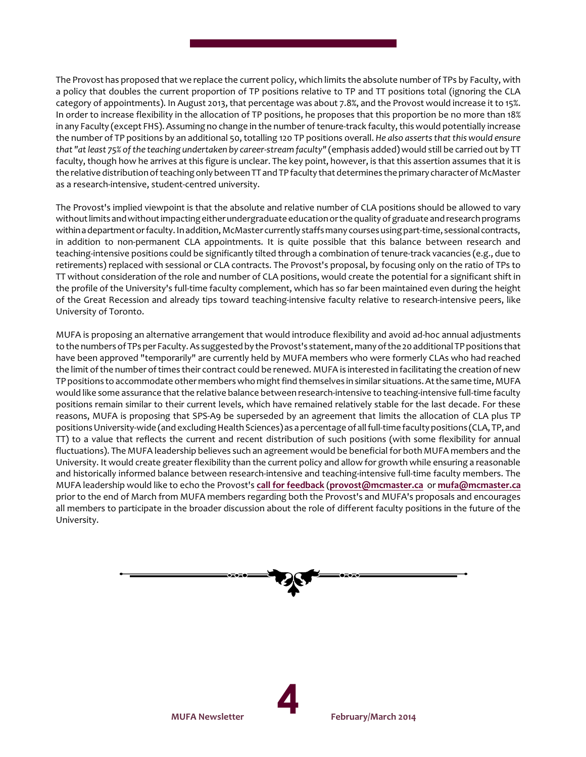The Provost has proposed that we replace the current policy, which limits the absolute number of TPs by Faculty, with a policy that doubles the current proportion of TP positions relative to TP and TT positions total (ignoring the CLA category of appointments). In August 2013, that percentage was about 7.8%, and the Provost would increase it to 15%. In order to increase flexibility in the allocation of TP positions, he proposes that this proportion be no more than 18% in any Faculty (except FHS). Assuming no change in the number of tenure-track faculty, this would potentially increase the number of TP positions by an additional 50, totalling 120 TP positions overall. *He also asserts that this would ensure that "at least 75% of the teaching undertaken by career-stream faculty"* (emphasis added) would still be carried out by TT faculty, though how he arrives at this figure is unclear. The key point, however, is that this assertion assumes that it is the relative distribution of teaching only between TT and TP faculty that determines the primary character of McMaster as a research-intensive, student-centred university.

The Provost's implied viewpoint is that the absolute and relative number of CLA positions should be allowed to vary without limits and without impacting either undergraduate education or the quality of graduate and research programs within a department or faculty. In addition, McMaster currently staffs many courses using part-time, sessional contracts, in addition to non-permanent CLA appointments. It is quite possible that this balance between research and teaching-intensive positions could be significantly tilted through a combination of tenure-track vacancies (e.g., due to retirements) replaced with sessional or CLA contracts. The Provost's proposal, by focusing only on the ratio of TPs to TT without consideration of the role and number of CLA positions, would create the potential for a significant shift in the profile of the University's full-time faculty complement, which has so far been maintained even during the height of the Great Recession and already tips toward teaching-intensive faculty relative to research-intensive peers, like University of Toronto.

MUFA is proposing an alternative arrangement that would introduce flexibility and avoid ad-hoc annual adjustments to the numbers of TPs per Faculty. As suggested by the Provost's statement, many of the 20 additional TP positions that have been approved "temporarily" are currently held by MUFA members who were formerly CLAs who had reached the limit of the number of times their contract could be renewed. MUFA is interested in facilitating the creation of new TP positions to accommodate other members who might find themselves in similar situations. At the same time, MUFA would like some assurance that the relative balance between research-intensive to teaching-intensive full-time faculty positions remain similar to their current levels, which have remained relatively stable for the last decade. For these reasons, MUFA is proposing that SPS-A9 be superseded by an agreement that limits the allocation of CLA plus TP positions University-wide (and excluding Health Sciences) as a percentage of all full-time faculty positions (CLA, TP, and TT) to a value that reflects the current and recent distribution of such positions (with some flexibility for annual fluctuations). The MUFA leadership believes such an agreement would be beneficial for both MUFA members and the University. It would create greater flexibility than the current policy and allow for growth while ensuring a reasonable and historically informed balance between research-intensive and teaching-intensive full-time faculty members. The MUFA leadership would like to echo the Provost's **call for feedback** (**provost@mcmaster.ca** or **mufa@mcmaster.ca** prior to the end of March from MUFA members regarding both the Provost's and MUFA's proposals and encourages all members to participate in the broader discussion about the role of different faculty positions in the future of the University.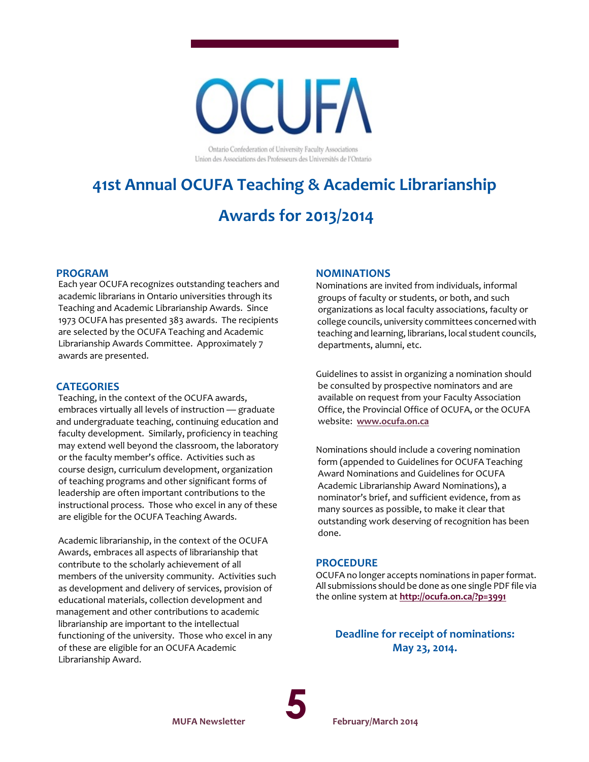OCUFA

Ontario Confederation of University Faculty Associations
Union des Associations des Professeurs des Universités de l'Ontario

# 41st Annual OCUFA Teaching & Academic Librarianship Awards for 2013/2014

## PROGRAM

Each year OCUFA recognizes outstanding teachers and academic librarians in Ontario universities through its Teaching and Academic Librarianship Awards. Since 1973 OCUFA has presented 383 awards. The recipients are selected by the OCUFA Teaching and Academic Librarianship Awards Committee. Approximately 7 awards are presented.

## CATEGORIES

Teaching, in the context of the OCUFA awards, embraces virtually all levels of instruction — graduate and undergraduate teaching, continuing education and faculty development. Similarly, proficiency in teaching may extend well beyond the classroom, the laboratory or the faculty member's office. Activities such as course design, curriculum development, organization of teaching programs and other significant forms of leadership are often important contributions to the instructional process. Those who excel in any of these are eligible for the OCUFA Teaching Awards.

Academic librarianship, in the context of the OCUFA Awards, embraces all aspects of librarianship that contribute to the scholarly achievement of all members of the university community. Activities such as development and delivery of services, provision of educational materials, collection development and management and other contributions to academic librarianship are important to the intellectual functioning of the university. Those who excel in any of these are eligible for an OCUFA Academic Librarianship Award.

## NOMINATIONS

Nominations are invited from individuals, informal groups of faculty or students, or both, and such organizations as local faculty associations, faculty or college councils, university committees concerned with teaching and learning, librarians, local student councils, departments, alumni, etc.

Guidelines to assist in organizing a nomination should be consulted by prospective nominators and are available on request from your Faculty Association Office, the Provincial Office of OCUFA, or the OCUFA website: **www.ocufa.on.ca**

Nominations should include a covering nomination form (appended to Guidelines for OCUFA Teaching Award Nominations and Guidelines for OCUFA Academic Librarianship Award Nominations), a nominator's brief, and sufficient evidence, from as many sources as possible, to make it clear that outstanding work deserving of recognition has been done.

## PROCEDURE

OCUFA no longer accepts nominations in paper format. All submissions should be done as one single PDF file via the online system at **http://ocufa.on.ca/?p=3991**

**Deadline for receipt of nominations: May 23, 2014.**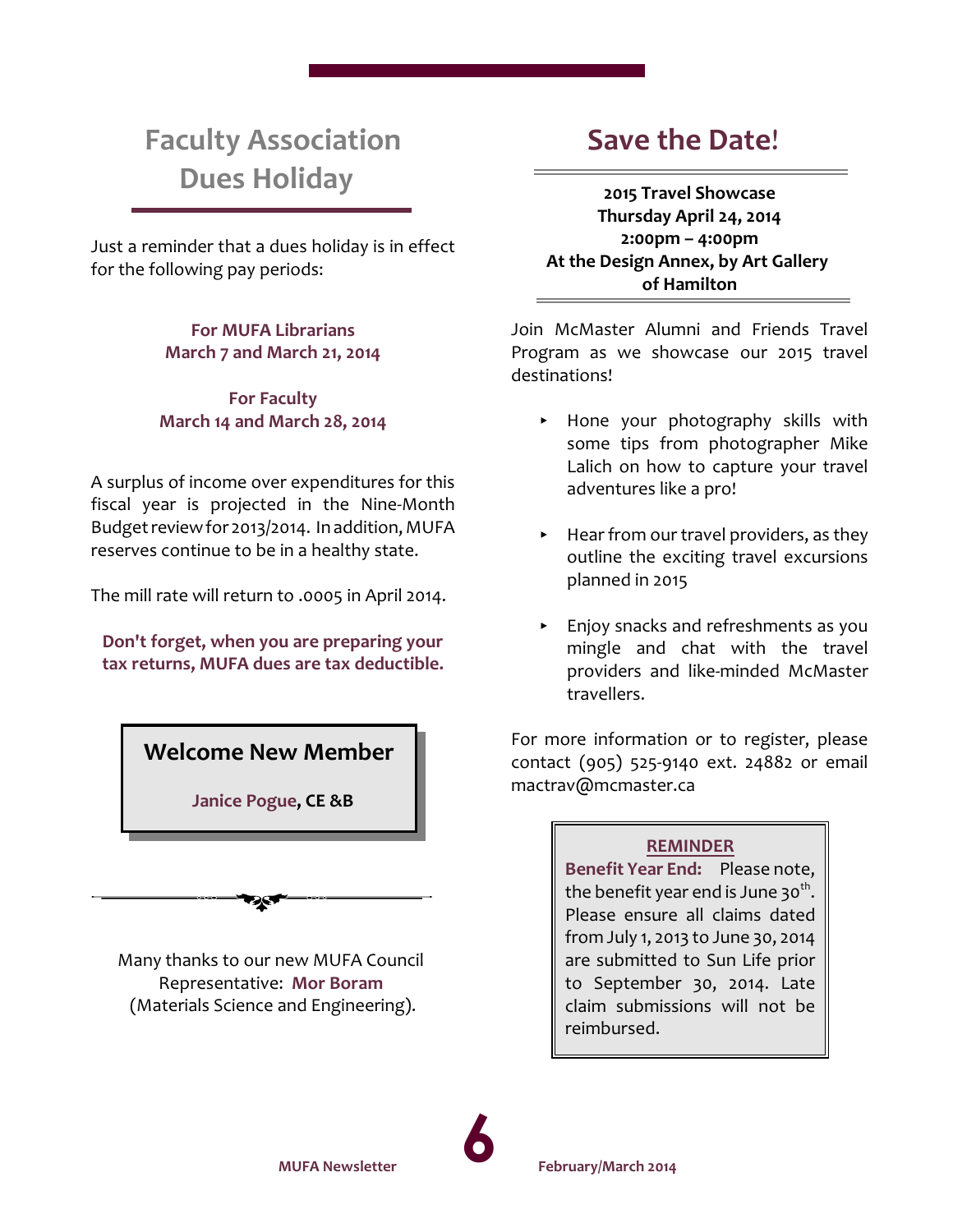## Faculty Association Dues Holiday

Just a reminder that a dues holiday is in effect for the following pay periods:

**For MUFA Librarians**
**March 7 and March 21, 2014**

**For Faculty**
**March 14 and March 28, 2014**

A surplus of income over expenditures for this fiscal year is projected in the Nine-Month Budget review for 2013/2014. In addition, MUFA reserves continue to be in a healthy state.

The mill rate will return to .0005 in April 2014.

**Don't forget, when you are preparing your tax returns, MUFA dues are tax deductible.**

### Welcome New Member

**Janice Pogue, CE &B**

Many thanks to our new MUFA Council Representative: **Mor Boram** (Materials Science and Engineering).

## Save the Date!

**2015 Travel Showcase**
**Thursday April 24, 2014**
**2:00pm – 4:00pm**
**At the Design Annex, by Art Gallery of Hamilton**

Join McMaster Alumni and Friends Travel Program as we showcase our 2015 travel destinations!

- Hone your photography skills with some tips from photographer Mike Lalich on how to capture your travel adventures like a pro!
- Hear from our travel providers, as they outline the exciting travel excursions planned in 2015
- Enjoy snacks and refreshments as you mingle and chat with the travel providers and like-minded McMaster travellers.

For more information or to register, please contact (905) 525-9140 ext. 24882 or email mactrav@mcmaster.ca

**REMINDER**

**Benefit Year End:** Please note, the benefit year end is June 30th. Please ensure all claims dated from July 1, 2013 to June 30, 2014 are submitted to Sun Life prior to September 30, 2014. Late claim submissions will not be reimbursed.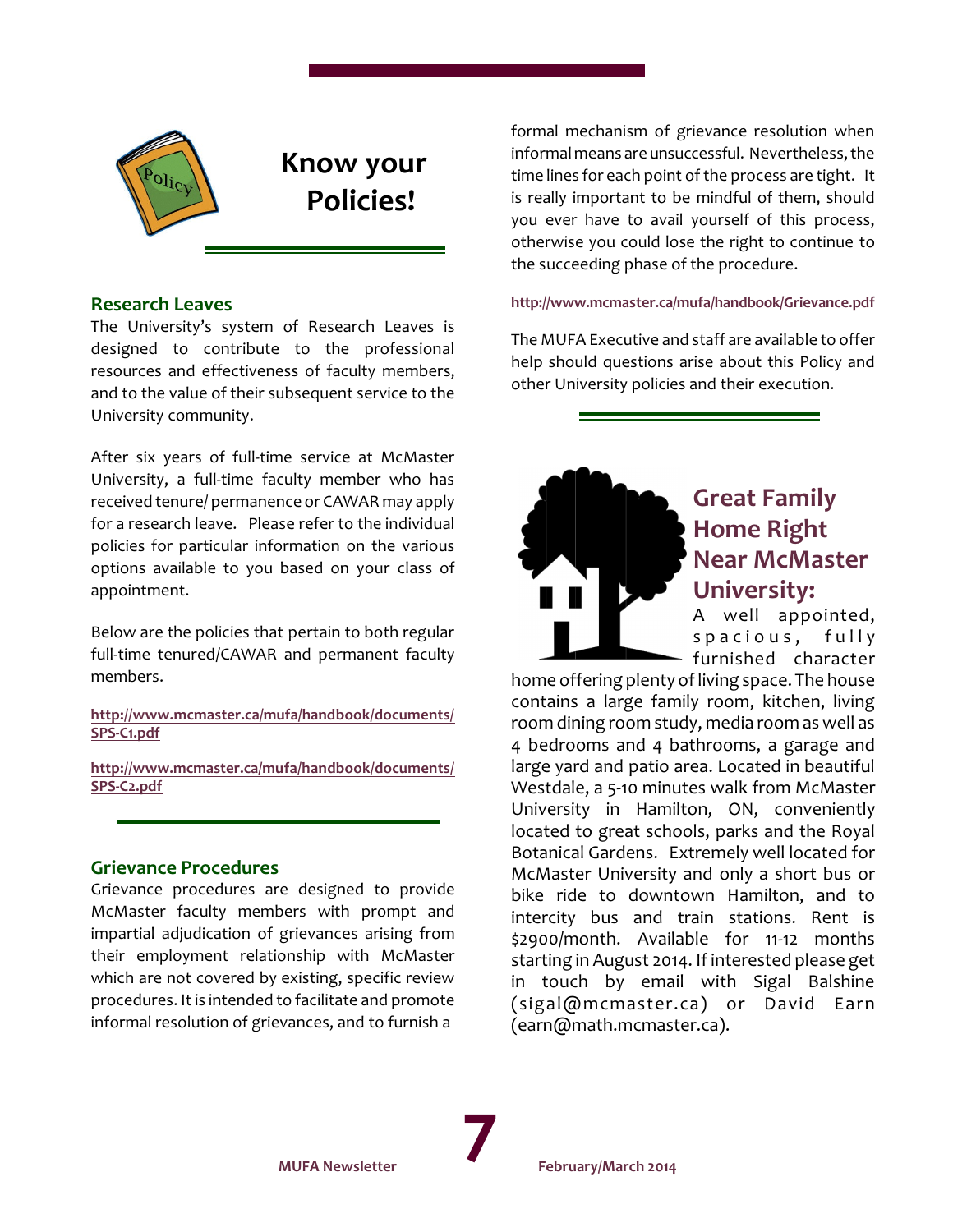# Know your Policies!

## Research Leaves

The University's system of Research Leaves is designed to contribute to the professional resources and effectiveness of faculty members, and to the value of their subsequent service to the University community.

After six years of full-time service at McMaster University, a full-time faculty member who has received tenure/ permanence or CAWAR may apply for a research leave. Please refer to the individual policies for particular information on the various options available to you based on your class of appointment.

Below are the policies that pertain to both regular full-time tenured/CAWAR and permanent faculty members.

**http://www.mcmaster.ca/mufa/handbook/documents/SPS-C1.pdf**

**http://www.mcmaster.ca/mufa/handbook/documents/SPS-C2.pdf**

## Grievance Procedures

Grievance procedures are designed to provide McMaster faculty members with prompt and impartial adjudication of grievances arising from their employment relationship with McMaster which are not covered by existing, specific review procedures. It is intended to facilitate and promote informal resolution of grievances, and to furnish a formal mechanism of grievance resolution when informal means are unsuccessful. Nevertheless, the time lines for each point of the process are tight. It is really important to be mindful of them, should you ever have to avail yourself of this process, otherwise you could lose the right to continue to the succeeding phase of the procedure.

**http://www.mcmaster.ca/mufa/handbook/Grievance.pdf**

The MUFA Executive and staff are available to offer help should questions arise about this Policy and other University policies and their execution.

## Great Family Home Right Near McMaster University:

A well appointed, spacious, fully furnished character home offering plenty of living space. The house contains a large family room, kitchen, living room dining room study, media room as well as 4 bedrooms and 4 bathrooms, a garage and large yard and patio area. Located in beautiful Westdale, a 5-10 minutes walk from McMaster University in Hamilton, ON, conveniently located to great schools, parks and the Royal Botanical Gardens. Extremely well located for McMaster University and only a short bus or bike ride to downtown Hamilton, and to intercity bus and train stations. Rent is $2900/month. Available for 11-12 months starting in August 2014. If interested please get in touch by email with Sigal Balshine (sigal@mcmaster.ca) or David Earn (earn@math.mcmaster.ca).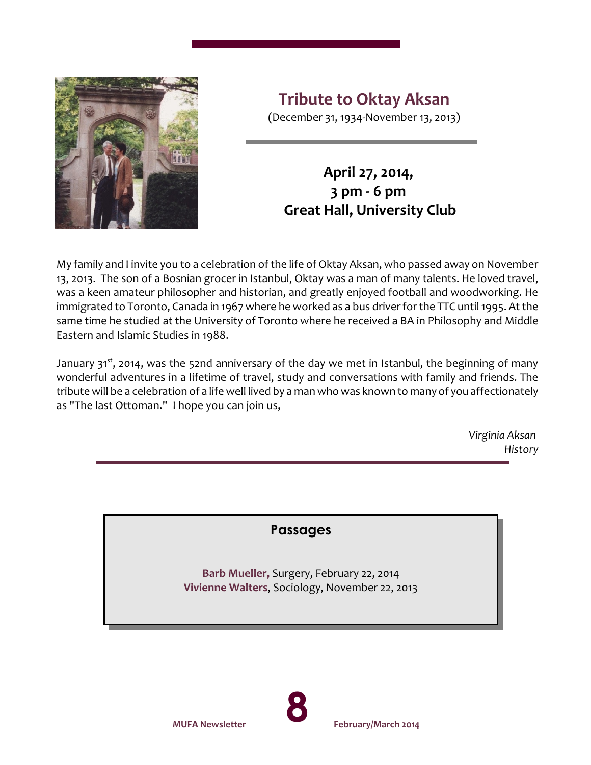## Tribute to Oktay Aksan

(December 31, 1934-November 13, 2013)

**April 27, 2014,**
**3 pm - 6 pm**
**Great Hall, University Club**

My family and I invite you to a celebration of the life of Oktay Aksan, who passed away on November 13, 2013. The son of a Bosnian grocer in Istanbul, Oktay was a man of many talents. He loved travel, was a keen amateur philosopher and historian, and greatly enjoyed football and woodworking. He immigrated to Toronto, Canada in 1967 where he worked as a bus driver for the TTC until 1995. At the same time he studied at the University of Toronto where he received a BA in Philosophy and Middle Eastern and Islamic Studies in 1988.

January 31st, 2014, was the 52nd anniversary of the day we met in Istanbul, the beginning of many wonderful adventures in a lifetime of travel, study and conversations with family and friends. The tribute will be a celebration of a life well lived by a man who was known to many of you affectionately as "The last Ottoman." I hope you can join us,

*Virginia Aksan*
*History*

---

### Passages

**Barb Mueller,** Surgery, February 22, 2014
**Vivienne Walters**, Sociology, November 22, 2013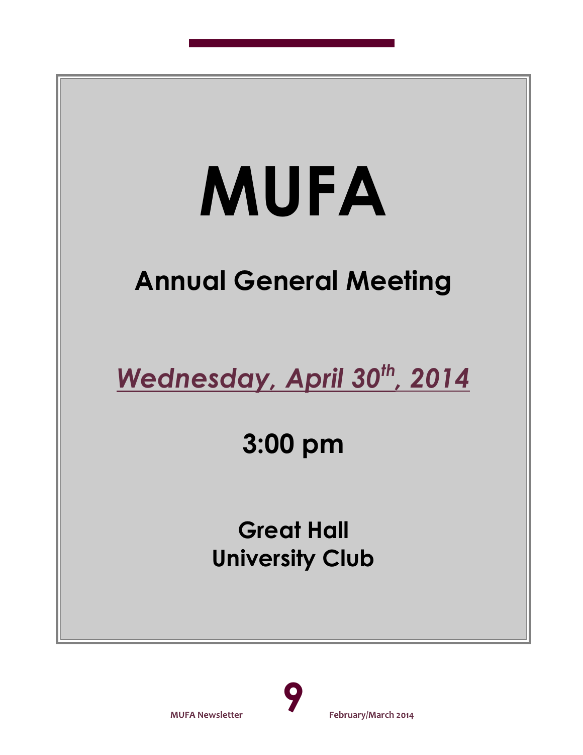# MUFA

## Annual General Meeting

***Wednesday, April 30$^{th}$, 2014***

**3:00 pm**

**Great Hall**
**University Club**